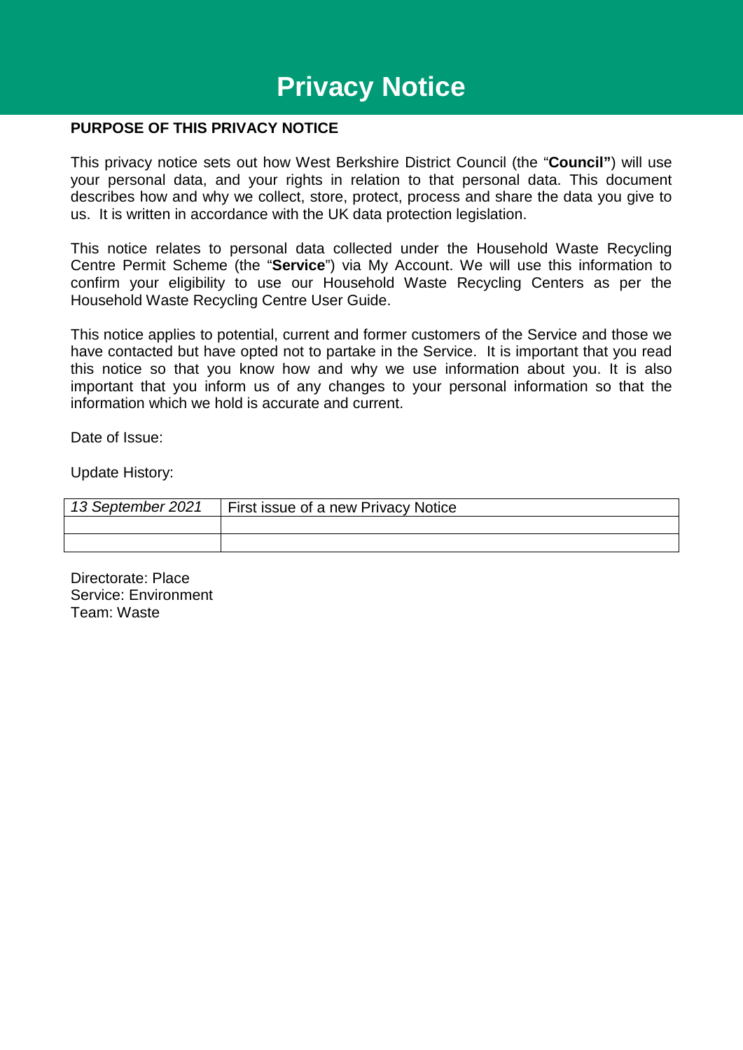# Privacy Notice

## PURPOSE OF THIS PRIVACY NOTICE

This privacy notice sets out how West Berkshire District Council (the "**Council"**) will use your personal data, and your rights in relation to that personal data. This document describes how and why we collect, store, protect, process and share the data you give to us. It is written in accordance with the UK data protection legislation.

This notice relates to personal data collected under the Household Waste Recycling Centre Permit Scheme (the "**Service**") via My Account. We will use this information to confirm your eligibility to use our Household Waste Recycling Centers as per the Household Waste Recycling Centre User Guide.

This notice applies to potential, current and former customers of the Service and those we have contacted but have opted not to partake in the Service. It is important that you read this notice so that you know how and why we use information about you. It is also important that you inform us of any changes to your personal information so that the information which we hold is accurate and current.

Date of Issue:

Update History:

| *13 September 2021* | First issue of a new Privacy Notice |
|---|---|
| | |
| | |

Directorate: Place
Service: Environment
Team: Waste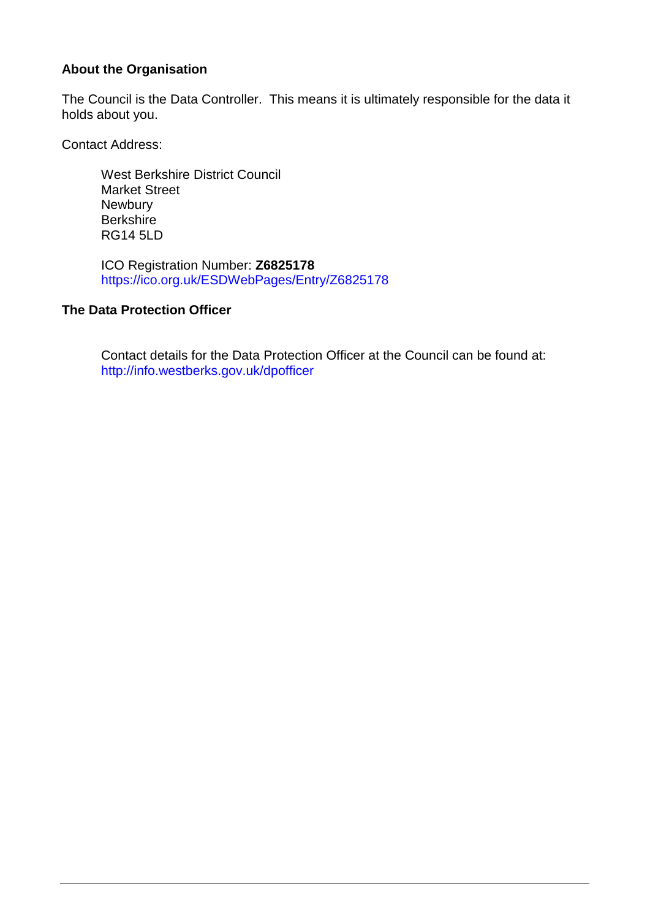## About the Organisation

The Council is the Data Controller. This means it is ultimately responsible for the data it holds about you.

Contact Address:

West Berkshire District Council
Market Street
Newbury
Berkshire
RG14 5LD

ICO Registration Number: **Z6825178**
https://ico.org.uk/ESDWebPages/Entry/Z6825178

## The Data Protection Officer

Contact details for the Data Protection Officer at the Council can be found at:
http://info.westberks.gov.uk/dpofficer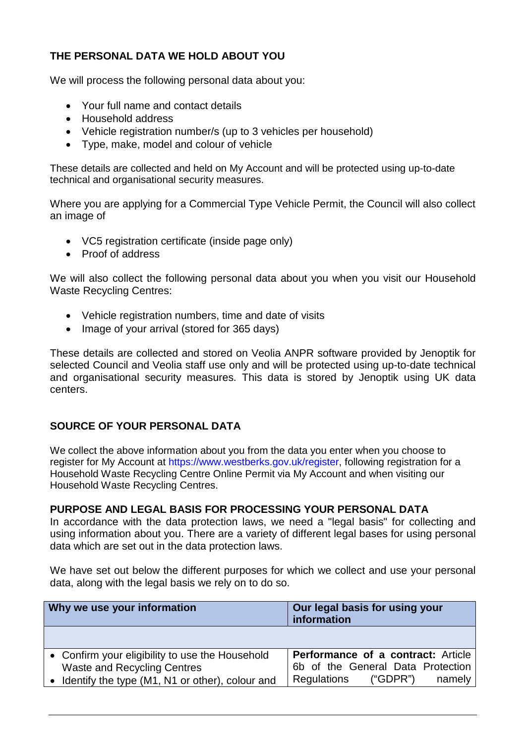## THE PERSONAL DATA WE HOLD ABOUT YOU

We will process the following personal data about you:

- Your full name and contact details
- Household address
- Vehicle registration number/s (up to 3 vehicles per household)
- Type, make, model and colour of vehicle

These details are collected and held on My Account and will be protected using up-to-date technical and organisational security measures.

Where you are applying for a Commercial Type Vehicle Permit, the Council will also collect an image of

- VC5 registration certificate (inside page only)
- Proof of address

We will also collect the following personal data about you when you visit our Household Waste Recycling Centres:

- Vehicle registration numbers, time and date of visits
- Image of your arrival (stored for 365 days)

These details are collected and stored on Veolia ANPR software provided by Jenoptik for selected Council and Veolia staff use only and will be protected using up-to-date technical and organisational security measures. This data is stored by Jenoptik using UK data centers.

## SOURCE OF YOUR PERSONAL DATA

We collect the above information about you from the data you enter when you choose to register for My Account at https://www.westberks.gov.uk/register, following registration for a Household Waste Recycling Centre Online Permit via My Account and when visiting our Household Waste Recycling Centres.

## PURPOSE AND LEGAL BASIS FOR PROCESSING YOUR PERSONAL DATA

In accordance with the data protection laws, we need a "legal basis" for collecting and using information about you. There are a variety of different legal bases for using personal data which are set out in the data protection laws.

We have set out below the different purposes for which we collect and use your personal data, along with the legal basis we rely on to do so.

| Why we use your information | Our legal basis for using your information |
|---|---|
| | |
| • Confirm your eligibility to use the Household Waste and Recycling Centres<br>• Identify the type (M1, N1 or other), colour and | **Performance of a contract:** Article 6b of the General Data Protection Regulations ("GDPR") namely |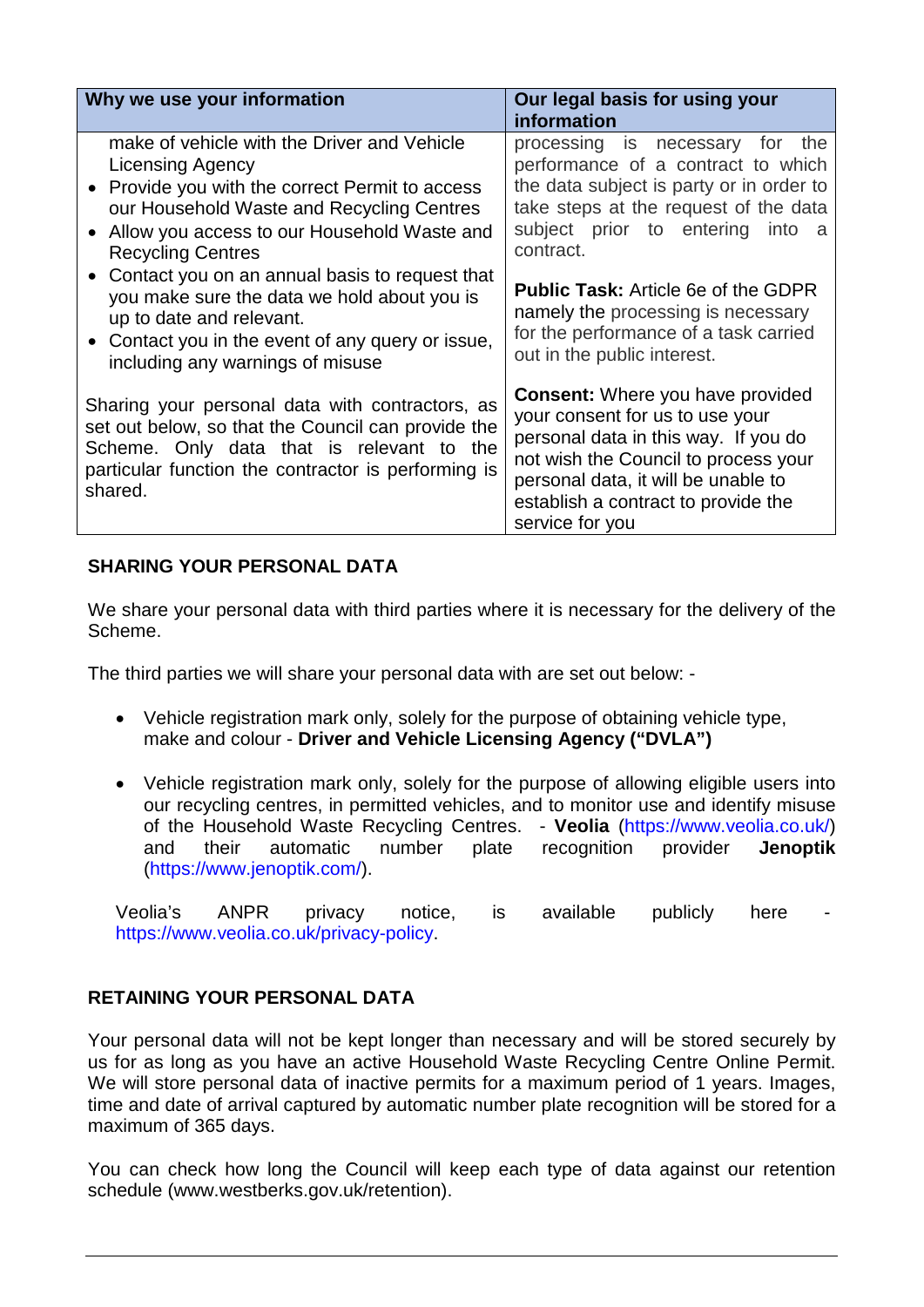| Why we use your information | Our legal basis for using your information |
|---|---|
| make of vehicle with the Driver and Vehicle Licensing Agency<br>• Provide you with the correct Permit to access our Household Waste and Recycling Centres<br>• Allow you access to our Household Waste and Recycling Centres<br>• Contact you on an annual basis to request that you make sure the data we hold about you is up to date and relevant.<br>• Contact you in the event of any query or issue, including any warnings of misuse | processing is necessary for the performance of a contract to which the data subject is party or in order to take steps at the request of the data subject prior to entering into a contract.<br><br>**Public Task:** Article 6e of the GDPR namely the processing is necessary for the performance of a task carried out in the public interest. |
| Sharing your personal data with contractors, as set out below, so that the Council can provide the Scheme. Only data that is relevant to the particular function the contractor is performing is shared. | **Consent:** Where you have provided your consent for us to use your personal data in this way. If you do not wish the Council to process your personal data, it will be unable to establish a contract to provide the service for you |

## SHARING YOUR PERSONAL DATA

We share your personal data with third parties where it is necessary for the delivery of the Scheme.

The third parties we will share your personal data with are set out below: -

- Vehicle registration mark only, solely for the purpose of obtaining vehicle type, make and colour - **Driver and Vehicle Licensing Agency ("DVLA")**

- Vehicle registration mark only, solely for the purpose of allowing eligible users into our recycling centres, in permitted vehicles, and to monitor use and identify misuse of the Household Waste Recycling Centres. - **Veolia** (https://www.veolia.co.uk/) and their automatic number plate recognition provider **Jenoptik** (https://www.jenoptik.com/).

  Veolia's ANPR privacy notice, is available publicly here - https://www.veolia.co.uk/privacy-policy.

## RETAINING YOUR PERSONAL DATA

Your personal data will not be kept longer than necessary and will be stored securely by us for as long as you have an active Household Waste Recycling Centre Online Permit. We will store personal data of inactive permits for a maximum period of 1 years. Images, time and date of arrival captured by automatic number plate recognition will be stored for a maximum of 365 days.

You can check how long the Council will keep each type of data against our retention schedule (www.westberks.gov.uk/retention).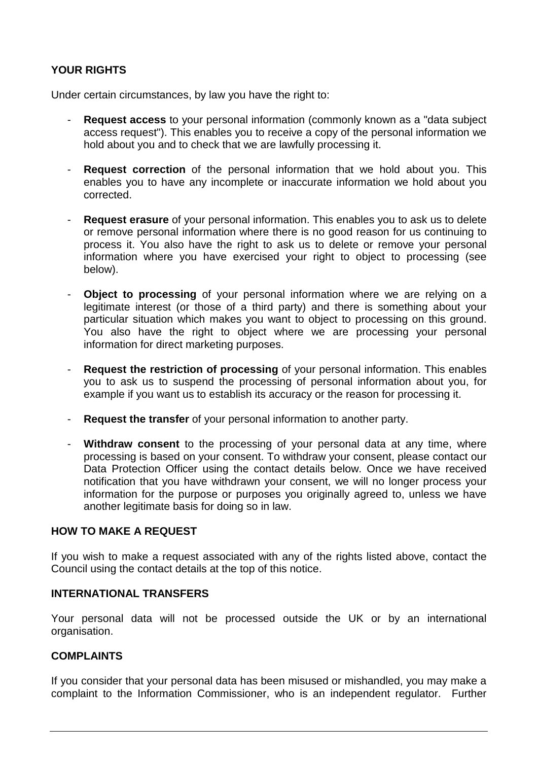## YOUR RIGHTS

Under certain circumstances, by law you have the right to:

- **Request access** to your personal information (commonly known as a "data subject access request"). This enables you to receive a copy of the personal information we hold about you and to check that we are lawfully processing it.

- **Request correction** of the personal information that we hold about you. This enables you to have any incomplete or inaccurate information we hold about you corrected.

- **Request erasure** of your personal information. This enables you to ask us to delete or remove personal information where there is no good reason for us continuing to process it. You also have the right to ask us to delete or remove your personal information where you have exercised your right to object to processing (see below).

- **Object to processing** of your personal information where we are relying on a legitimate interest (or those of a third party) and there is something about your particular situation which makes you want to object to processing on this ground. You also have the right to object where we are processing your personal information for direct marketing purposes.

- **Request the restriction of processing** of your personal information. This enables you to ask us to suspend the processing of personal information about you, for example if you want us to establish its accuracy or the reason for processing it.

- **Request the transfer** of your personal information to another party.

- **Withdraw consent** to the processing of your personal data at any time, where processing is based on your consent. To withdraw your consent, please contact our Data Protection Officer using the contact details below. Once we have received notification that you have withdrawn your consent, we will no longer process your information for the purpose or purposes you originally agreed to, unless we have another legitimate basis for doing so in law.

## HOW TO MAKE A REQUEST

If you wish to make a request associated with any of the rights listed above, contact the Council using the contact details at the top of this notice.

## INTERNATIONAL TRANSFERS

Your personal data will not be processed outside the UK or by an international organisation.

## COMPLAINTS

If you consider that your personal data has been misused or mishandled, you may make a complaint to the Information Commissioner, who is an independent regulator. Further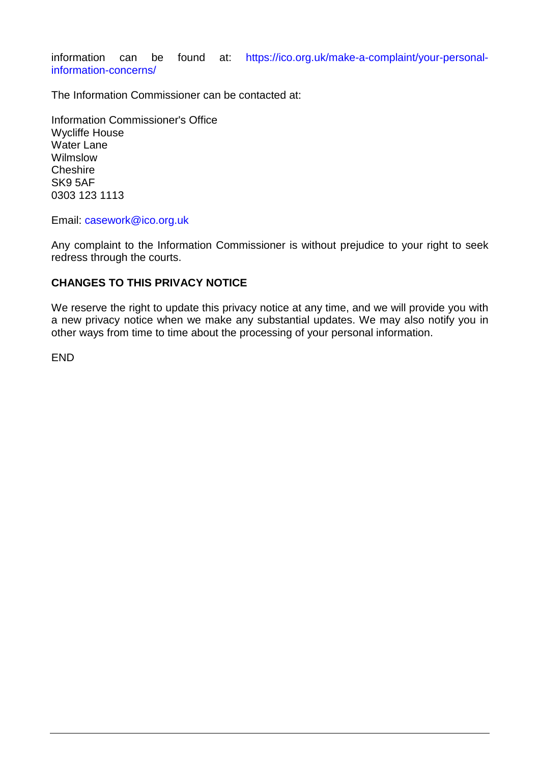information can be found at: https://ico.org.uk/make-a-complaint/your-personal-information-concerns/

The Information Commissioner can be contacted at:

Information Commissioner's Office
Wycliffe House
Water Lane
Wilmslow
Cheshire
SK9 5AF
0303 123 1113

Email: casework@ico.org.uk

Any complaint to the Information Commissioner is without prejudice to your right to seek redress through the courts.

**CHANGES TO THIS PRIVACY NOTICE**

We reserve the right to update this privacy notice at any time, and we will provide you with a new privacy notice when we make any substantial updates. We may also notify you in other ways from time to time about the processing of your personal information.

END